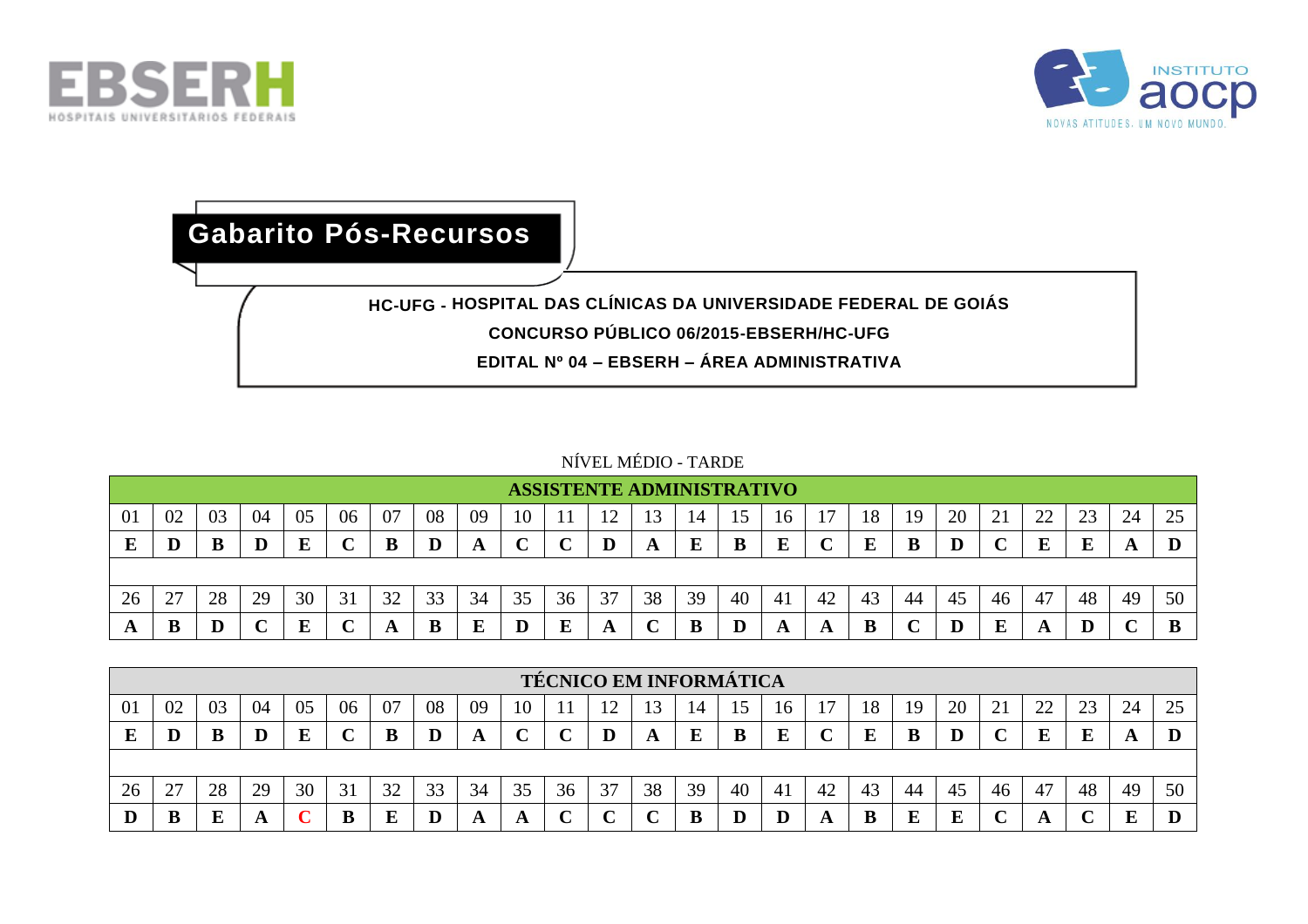EBSERH HOSPITAIS UNIVERSITÁRIOS FEDERAIS

INSTITUTO aocp NOVAS ATITUDES. UM NOVO MUNDO.

# Gabarito Pós-Recursos

**HC-UFG - HOSPITAL DAS CLÍNICAS DA UNIVERSIDADE FEDERAL DE GOIÁS**

**CONCURSO PÚBLICO 06/2015-EBSERH/HC-UFG**

**EDITAL Nº 04 – EBSERH – ÁREA ADMINISTRATIVA**

NÍVEL MÉDIO - TARDE

**ASSISTENTE ADMINISTRATIVO**

| 01 | 02 | 03 | 04 | 05 | 06 | 07 | 08 | 09 | 10 | 11 | 12 | 13 | 14 | 15 | 16 | 17 | 18 | 19 | 20 | 21 | 22 | 23 | 24 | 25 |
|---|---|---|---|---|---|---|---|---|---|---|---|---|---|---|---|---|---|---|---|---|---|---|---|---|
| **E** | **D** | **B** | **D** | **E** | **C** | **B** | **D** | **A** | **C** | **C** | **D** | **A** | **E** | **B** | **E** | **C** | **E** | **B** | **D** | **C** | **E** | **E** | **A** | **D** |

| 26 | 27 | 28 | 29 | 30 | 31 | 32 | 33 | 34 | 35 | 36 | 37 | 38 | 39 | 40 | 41 | 42 | 43 | 44 | 45 | 46 | 47 | 48 | 49 | 50 |
|---|---|---|---|---|---|---|---|---|---|---|---|---|---|---|---|---|---|---|---|---|---|---|---|---|
| **A** | **B** | **D** | **C** | **E** | **C** | **A** | **B** | **E** | **D** | **E** | **A** | **C** | **B** | **D** | **A** | **A** | **B** | **C** | **D** | **E** | **A** | **D** | **C** | **B** |

**TÉCNICO EM INFORMÁTICA**

| 01 | 02 | 03 | 04 | 05 | 06 | 07 | 08 | 09 | 10 | 11 | 12 | 13 | 14 | 15 | 16 | 17 | 18 | 19 | 20 | 21 | 22 | 23 | 24 | 25 |
|---|---|---|---|---|---|---|---|---|---|---|---|---|---|---|---|---|---|---|---|---|---|---|---|---|
| **E** | **D** | **B** | **D** | **E** | **C** | **B** | **D** | **A** | **C** | **C** | **D** | **A** | **E** | **B** | **E** | **C** | **E** | **B** | **D** | **C** | **E** | **E** | **A** | **D** |

| 26 | 27 | 28 | 29 | 30 | 31 | 32 | 33 | 34 | 35 | 36 | 37 | 38 | 39 | 40 | 41 | 42 | 43 | 44 | 45 | 46 | 47 | 48 | 49 | 50 |
|---|---|---|---|---|---|---|---|---|---|---|---|---|---|---|---|---|---|---|---|---|---|---|---|---|
| **D** | **B** | **E** | **A** | **C** | **B** | **E** | **D** | **A** | **A** | **C** | **C** | **C** | **B** | **D** | **D** | **A** | **B** | **E** | **E** | **C** | **A** | **C** | **E** | **D** |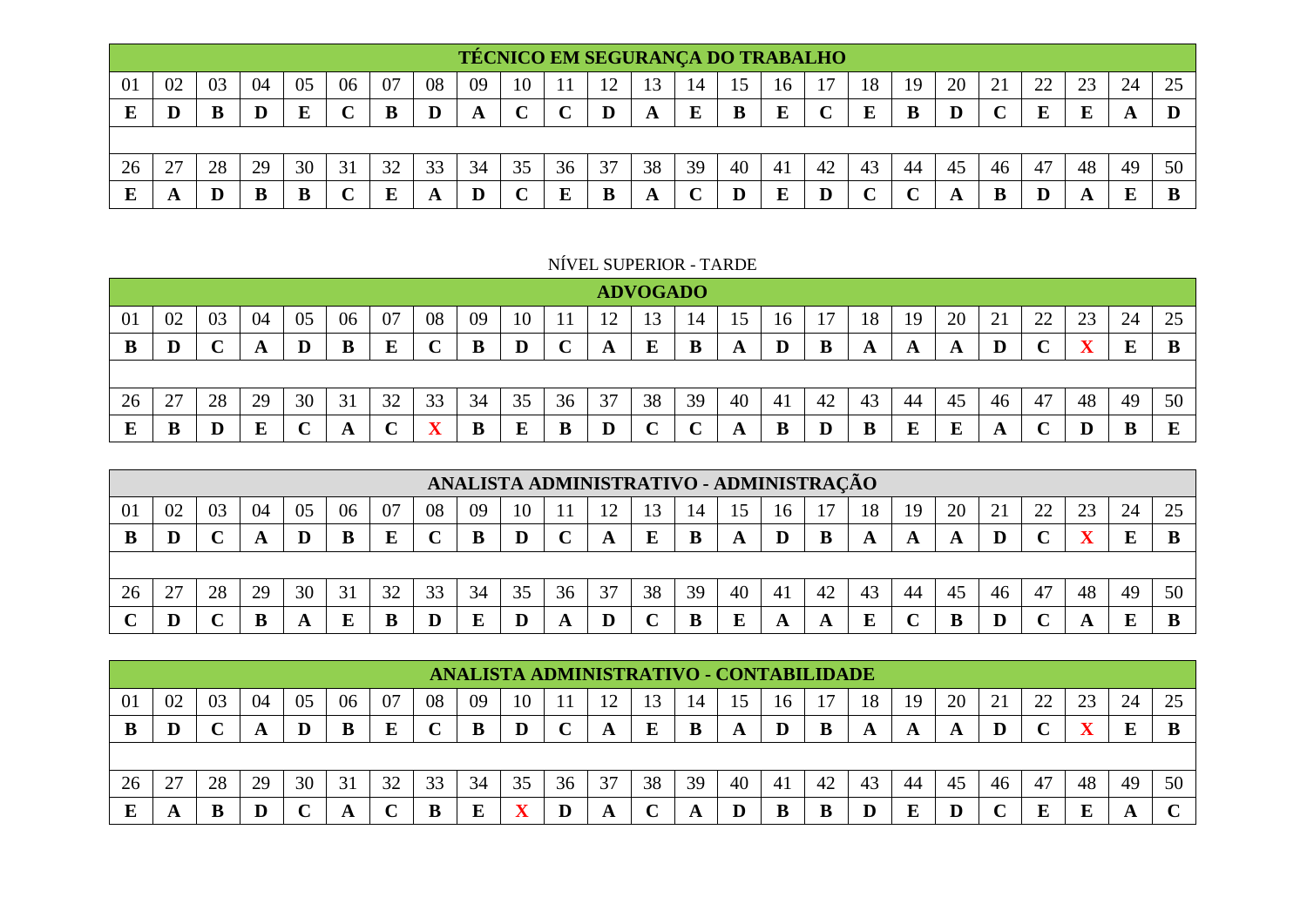| TÉCNICO EM SEGURANÇA DO TRABALHO | | | | | | | | | | | | | | | | | | | | | | | | |
|---|---|---|---|---|---|---|---|---|---|---|---|---|---|---|---|---|---|---|---|---|---|---|---|---|
| 01 | 02 | 03 | 04 | 05 | 06 | 07 | 08 | 09 | 10 | 11 | 12 | 13 | 14 | 15 | 16 | 17 | 18 | 19 | 20 | 21 | 22 | 23 | 24 | 25 |
| **E** | **D** | **B** | **D** | **E** | **C** | **B** | **D** | **A** | **C** | **C** | **D** | **A** | **E** | **B** | **E** | **C** | **E** | **B** | **D** | **C** | **E** | **E** | **A** | **D** |
| 26 | 27 | 28 | 29 | 30 | 31 | 32 | 33 | 34 | 35 | 36 | 37 | 38 | 39 | 40 | 41 | 42 | 43 | 44 | 45 | 46 | 47 | 48 | 49 | 50 |
| **E** | **A** | **D** | **B** | **B** | **C** | **E** | **A** | **D** | **C** | **E** | **B** | **A** | **C** | **D** | **E** | **D** | **C** | **C** | **A** | **B** | **D** | **A** | **E** | **B** |

NÍVEL SUPERIOR - TARDE

| ADVOGADO | | | | | | | | | | | | | | | | | | | | | | | | |
|---|---|---|---|---|---|---|---|---|---|---|---|---|---|---|---|---|---|---|---|---|---|---|---|---|
| 01 | 02 | 03 | 04 | 05 | 06 | 07 | 08 | 09 | 10 | 11 | 12 | 13 | 14 | 15 | 16 | 17 | 18 | 19 | 20 | 21 | 22 | 23 | 24 | 25 |
| **B** | **D** | **C** | **A** | **D** | **B** | **E** | **C** | **B** | **D** | **C** | **A** | **E** | **B** | **A** | **D** | **B** | **A** | **A** | **A** | **D** | **C** | **X** | **E** | **B** |
| 26 | 27 | 28 | 29 | 30 | 31 | 32 | 33 | 34 | 35 | 36 | 37 | 38 | 39 | 40 | 41 | 42 | 43 | 44 | 45 | 46 | 47 | 48 | 49 | 50 |
| **E** | **B** | **D** | **E** | **C** | **A** | **C** | **X** | **B** | **E** | **B** | **D** | **C** | **C** | **A** | **B** | **D** | **B** | **E** | **E** | **A** | **C** | **D** | **B** | **E** |

| ANALISTA ADMINISTRATIVO - ADMINISTRAÇÃO | | | | | | | | | | | | | | | | | | | | | | | | |
|---|---|---|---|---|---|---|---|---|---|---|---|---|---|---|---|---|---|---|---|---|---|---|---|---|
| 01 | 02 | 03 | 04 | 05 | 06 | 07 | 08 | 09 | 10 | 11 | 12 | 13 | 14 | 15 | 16 | 17 | 18 | 19 | 20 | 21 | 22 | 23 | 24 | 25 |
| **B** | **D** | **C** | **A** | **D** | **B** | **E** | **C** | **B** | **D** | **C** | **A** | **E** | **B** | **A** | **D** | **B** | **A** | **A** | **A** | **D** | **C** | **X** | **E** | **B** |
| 26 | 27 | 28 | 29 | 30 | 31 | 32 | 33 | 34 | 35 | 36 | 37 | 38 | 39 | 40 | 41 | 42 | 43 | 44 | 45 | 46 | 47 | 48 | 49 | 50 |
| **C** | **D** | **C** | **B** | **A** | **E** | **B** | **D** | **E** | **D** | **A** | **D** | **C** | **B** | **E** | **A** | **A** | **E** | **C** | **B** | **D** | **C** | **A** | **E** | **B** |

| ANALISTA ADMINISTRATIVO - CONTABILIDADE | | | | | | | | | | | | | | | | | | | | | | | | |
|---|---|---|---|---|---|---|---|---|---|---|---|---|---|---|---|---|---|---|---|---|---|---|---|---|
| 01 | 02 | 03 | 04 | 05 | 06 | 07 | 08 | 09 | 10 | 11 | 12 | 13 | 14 | 15 | 16 | 17 | 18 | 19 | 20 | 21 | 22 | 23 | 24 | 25 |
| **B** | **D** | **C** | **A** | **D** | **B** | **E** | **C** | **B** | **D** | **C** | **A** | **E** | **B** | **A** | **D** | **B** | **A** | **A** | **A** | **D** | **C** | **X** | **E** | **B** |
| 26 | 27 | 28 | 29 | 30 | 31 | 32 | 33 | 34 | 35 | 36 | 37 | 38 | 39 | 40 | 41 | 42 | 43 | 44 | 45 | 46 | 47 | 48 | 49 | 50 |
| **E** | **A** | **B** | **D** | **C** | **A** | **C** | **B** | **E** | **X** | **D** | **A** | **C** | **A** | **D** | **B** | **B** | **D** | **E** | **D** | **C** | **E** | **E** | **A** | **C** |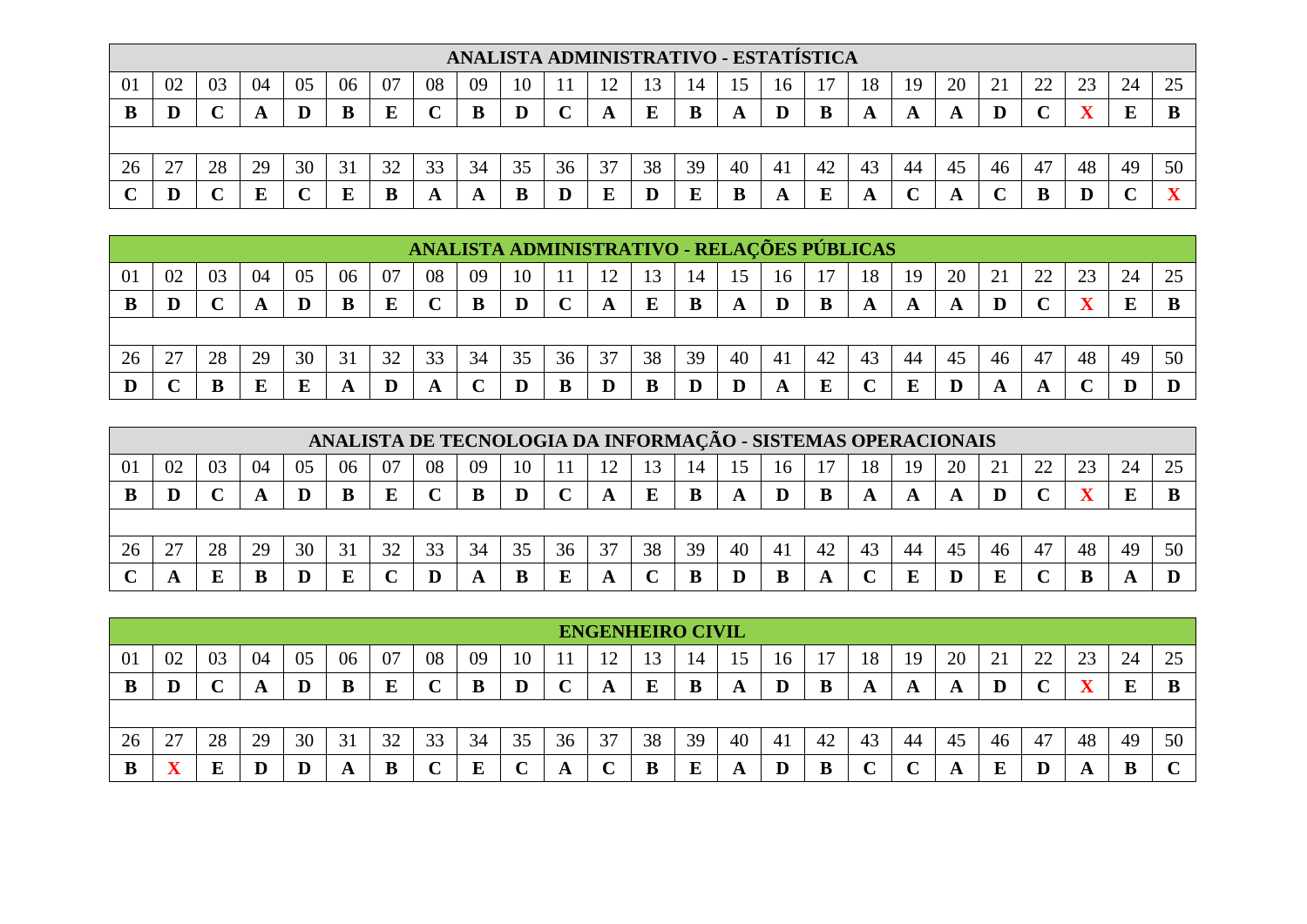## ANALISTA ADMINISTRATIVO - ESTATÍSTICA

| 01 | 02 | 03 | 04 | 05 | 06 | 07 | 08 | 09 | 10 | 11 | 12 | 13 | 14 | 15 | 16 | 17 | 18 | 19 | 20 | 21 | 22 | 23 | 24 | 25 |
|---|---|---|---|---|---|---|---|---|---|---|---|---|---|---|---|---|---|---|---|---|---|---|---|---|
| **B** | **D** | **C** | **A** | **D** | **B** | **E** | **C** | **B** | **D** | **C** | **A** | **E** | **B** | **A** | **D** | **B** | **A** | **A** | **A** | **D** | **C** | **X** | **E** | **B** |

| 26 | 27 | 28 | 29 | 30 | 31 | 32 | 33 | 34 | 35 | 36 | 37 | 38 | 39 | 40 | 41 | 42 | 43 | 44 | 45 | 46 | 47 | 48 | 49 | 50 |
|---|---|---|---|---|---|---|---|---|---|---|---|---|---|---|---|---|---|---|---|---|---|---|---|---|
| **C** | **D** | **C** | **E** | **C** | **E** | **B** | **A** | **A** | **B** | **D** | **E** | **D** | **E** | **B** | **A** | **E** | **A** | **C** | **A** | **C** | **B** | **D** | **C** | **X** |

## ANALISTA ADMINISTRATIVO - RELAÇÕES PÚBLICAS

| 01 | 02 | 03 | 04 | 05 | 06 | 07 | 08 | 09 | 10 | 11 | 12 | 13 | 14 | 15 | 16 | 17 | 18 | 19 | 20 | 21 | 22 | 23 | 24 | 25 |
|---|---|---|---|---|---|---|---|---|---|---|---|---|---|---|---|---|---|---|---|---|---|---|---|---|
| **B** | **D** | **C** | **A** | **D** | **B** | **E** | **C** | **B** | **D** | **C** | **A** | **E** | **B** | **A** | **D** | **B** | **A** | **A** | **A** | **D** | **C** | **X** | **E** | **B** |

| 26 | 27 | 28 | 29 | 30 | 31 | 32 | 33 | 34 | 35 | 36 | 37 | 38 | 39 | 40 | 41 | 42 | 43 | 44 | 45 | 46 | 47 | 48 | 49 | 50 |
|---|---|---|---|---|---|---|---|---|---|---|---|---|---|---|---|---|---|---|---|---|---|---|---|---|
| **D** | **C** | **B** | **E** | **E** | **A** | **D** | **A** | **C** | **D** | **B** | **D** | **B** | **D** | **D** | **A** | **E** | **C** | **E** | **D** | **A** | **A** | **C** | **D** | **D** |

## ANALISTA DE TECNOLOGIA DA INFORMAÇÃO - SISTEMAS OPERACIONAIS

| 01 | 02 | 03 | 04 | 05 | 06 | 07 | 08 | 09 | 10 | 11 | 12 | 13 | 14 | 15 | 16 | 17 | 18 | 19 | 20 | 21 | 22 | 23 | 24 | 25 |
|---|---|---|---|---|---|---|---|---|---|---|---|---|---|---|---|---|---|---|---|---|---|---|---|---|
| **B** | **D** | **C** | **A** | **D** | **B** | **E** | **C** | **B** | **D** | **C** | **A** | **E** | **B** | **A** | **D** | **B** | **A** | **A** | **A** | **D** | **C** | **X** | **E** | **B** |

| 26 | 27 | 28 | 29 | 30 | 31 | 32 | 33 | 34 | 35 | 36 | 37 | 38 | 39 | 40 | 41 | 42 | 43 | 44 | 45 | 46 | 47 | 48 | 49 | 50 |
|---|---|---|---|---|---|---|---|---|---|---|---|---|---|---|---|---|---|---|---|---|---|---|---|---|
| **C** | **A** | **E** | **B** | **D** | **E** | **C** | **D** | **A** | **B** | **E** | **A** | **C** | **B** | **D** | **B** | **A** | **C** | **E** | **D** | **E** | **C** | **B** | **A** | **D** |

## ENGENHEIRO CIVIL

| 01 | 02 | 03 | 04 | 05 | 06 | 07 | 08 | 09 | 10 | 11 | 12 | 13 | 14 | 15 | 16 | 17 | 18 | 19 | 20 | 21 | 22 | 23 | 24 | 25 |
|---|---|---|---|---|---|---|---|---|---|---|---|---|---|---|---|---|---|---|---|---|---|---|---|---|
| **B** | **D** | **C** | **A** | **D** | **B** | **E** | **C** | **B** | **D** | **C** | **A** | **E** | **B** | **A** | **D** | **B** | **A** | **A** | **A** | **D** | **C** | **X** | **E** | **B** |

| 26 | 27 | 28 | 29 | 30 | 31 | 32 | 33 | 34 | 35 | 36 | 37 | 38 | 39 | 40 | 41 | 42 | 43 | 44 | 45 | 46 | 47 | 48 | 49 | 50 |
|---|---|---|---|---|---|---|---|---|---|---|---|---|---|---|---|---|---|---|---|---|---|---|---|---|
| **B** | **X** | **E** | **D** | **D** | **A** | **B** | **C** | **E** | **C** | **A** | **C** | **B** | **E** | **A** | **D** | **B** | **C** | **C** | **A** | **E** | **D** | **A** | **B** | **C** |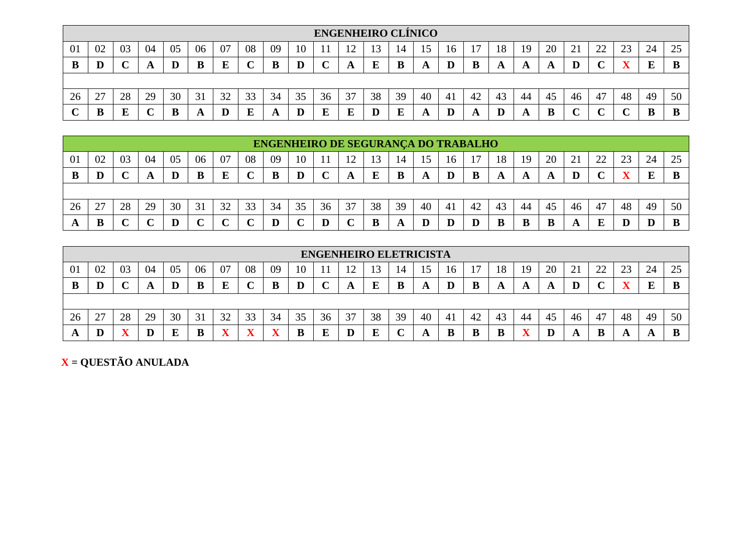| ENGENHEIRO CLÍNICO | | | | | | | | | | | | | | | | | | | | | | | | |
|---|---|---|---|---|---|---|---|---|---|---|---|---|---|---|---|---|---|---|---|---|---|---|---|---|
| 01 | 02 | 03 | 04 | 05 | 06 | 07 | 08 | 09 | 10 | 11 | 12 | 13 | 14 | 15 | 16 | 17 | 18 | 19 | 20 | 21 | 22 | 23 | 24 | 25 |
| **B** | **D** | **C** | **A** | **D** | **B** | **E** | **C** | **B** | **D** | **C** | **A** | **E** | **B** | **A** | **D** | **B** | **A** | **A** | **A** | **D** | **C** | **X** | **E** | **B** |
| | | | | | | | | | | | | | | | | | | | | | | | | |
| 26 | 27 | 28 | 29 | 30 | 31 | 32 | 33 | 34 | 35 | 36 | 37 | 38 | 39 | 40 | 41 | 42 | 43 | 44 | 45 | 46 | 47 | 48 | 49 | 50 |
| **C** | **B** | **E** | **C** | **B** | **A** | **D** | **E** | **A** | **D** | **E** | **E** | **D** | **E** | **A** | **D** | **A** | **D** | **A** | **B** | **C** | **C** | **C** | **B** | **B** |

| ENGENHEIRO DE SEGURANÇA DO TRABALHO | | | | | | | | | | | | | | | | | | | | | | | | |
|---|---|---|---|---|---|---|---|---|---|---|---|---|---|---|---|---|---|---|---|---|---|---|---|---|
| 01 | 02 | 03 | 04 | 05 | 06 | 07 | 08 | 09 | 10 | 11 | 12 | 13 | 14 | 15 | 16 | 17 | 18 | 19 | 20 | 21 | 22 | 23 | 24 | 25 |
| **B** | **D** | **C** | **A** | **D** | **B** | **E** | **C** | **B** | **D** | **C** | **A** | **E** | **B** | **A** | **D** | **B** | **A** | **A** | **A** | **D** | **C** | **X** | **E** | **B** |
| | | | | | | | | | | | | | | | | | | | | | | | | |
| 26 | 27 | 28 | 29 | 30 | 31 | 32 | 33 | 34 | 35 | 36 | 37 | 38 | 39 | 40 | 41 | 42 | 43 | 44 | 45 | 46 | 47 | 48 | 49 | 50 |
| **A** | **B** | **C** | **C** | **D** | **C** | **C** | **C** | **D** | **C** | **D** | **C** | **B** | **A** | **D** | **D** | **D** | **B** | **B** | **B** | **A** | **E** | **D** | **D** | **B** |

| ENGENHEIRO ELETRICISTA | | | | | | | | | | | | | | | | | | | | | | | | |
|---|---|---|---|---|---|---|---|---|---|---|---|---|---|---|---|---|---|---|---|---|---|---|---|---|
| 01 | 02 | 03 | 04 | 05 | 06 | 07 | 08 | 09 | 10 | 11 | 12 | 13 | 14 | 15 | 16 | 17 | 18 | 19 | 20 | 21 | 22 | 23 | 24 | 25 |
| **B** | **D** | **C** | **A** | **D** | **B** | **E** | **C** | **B** | **D** | **C** | **A** | **E** | **B** | **A** | **D** | **B** | **A** | **A** | **A** | **D** | **C** | **X** | **E** | **B** |
| | | | | | | | | | | | | | | | | | | | | | | | | |
| 26 | 27 | 28 | 29 | 30 | 31 | 32 | 33 | 34 | 35 | 36 | 37 | 38 | 39 | 40 | 41 | 42 | 43 | 44 | 45 | 46 | 47 | 48 | 49 | 50 |
| **A** | **D** | **X** | **D** | **E** | **B** | **X** | **X** | **X** | **B** | **E** | **D** | **E** | **C** | **A** | **B** | **B** | **B** | **X** | **D** | **A** | **B** | **A** | **A** | **B** |

**X = QUESTÃO ANULADA**